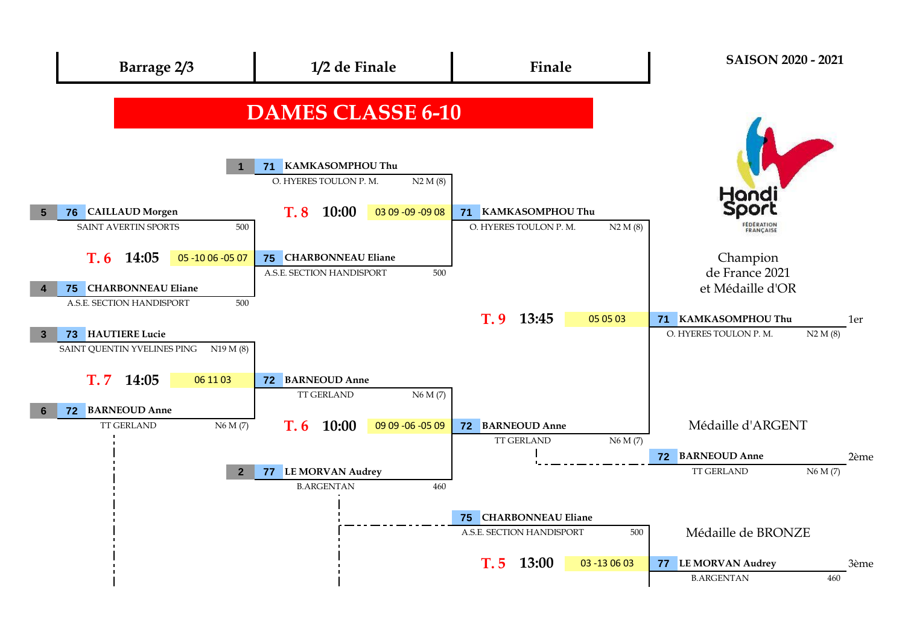**SAISON 2020 - 2021**

| Barrage 2/3 | 1/2 de Finale | Finale |
|---|---|---|

# DAMES CLASSE 6-10

## Barrage 2/3

**T. 6 — 14:05** — 05 -10 06 -05 07

| Tête de série | N° | Joueuse | Club | Classement |
|---|---|---|---|---|
| 5 | 76 | CAILLAUD Morgen | SAINT AVERTIN SPORTS | 500 |
| 4 | 75 | CHARBONNEAU Eliane | A.S.E. SECTION HANDISPORT | 500 |

Vainqueur : 75 CHARBONNEAU Eliane — A.S.E. SECTION HANDISPORT — 500

**T. 7 — 14:05** — 06 11 03

| Tête de série | N° | Joueuse | Club | Classement |
|---|---|---|---|---|
| 3 | 73 | HAUTIERE Lucie | SAINT QUENTIN YVELINES PING | N19 M (8) |
| 6 | 72 | BARNEOUD Anne | TT GERLAND | N6 M (7) |

Vainqueur : 72 BARNEOUD Anne — TT GERLAND — N6 M (7)

## 1/2 de Finale

**T. 8 — 10:00** — 03 09 -09 -09 08

| Tête de série | N° | Joueuse | Club | Classement |
|---|---|---|---|---|
| 1 | 71 | KAMKASOMPHOU Thu | O. HYERES TOULON P. M. | N2 M (8) |
| | 75 | CHARBONNEAU Eliane | A.S.E. SECTION HANDISPORT | 500 |

Vainqueur : 71 KAMKASOMPHOU Thu — O. HYERES TOULON P. M. — N2 M (8)

**T. 6 — 10:00** — 09 09 -06 -05 09

| Tête de série | N° | Joueuse | Club | Classement |
|---|---|---|---|---|
| | 72 | BARNEOUD Anne | TT GERLAND | N6 M (7) |
| 2 | 77 | LE MORVAN Audrey | B.ARGENTAN | 460 |

Vainqueur : 72 BARNEOUD Anne — TT GERLAND — N6 M (7)

## Finale

**T. 9 — 13:45** — 05 05 03

| N° | Joueuse | Club | Classement |
|---|---|---|---|
| 71 | KAMKASOMPHOU Thu | O. HYERES TOULON P. M. | N2 M (8) |
| 72 | BARNEOUD Anne | TT GERLAND | N6 M (7) |

## Match pour la 3ème place

**T. 5 — 13:00** — 03 -13 06 03

| N° | Joueuse | Club | Classement |
|---|---|---|---|
| 75 | CHARBONNEAU Eliane | A.S.E. SECTION HANDISPORT | 500 |
| 77 | LE MORVAN Audrey | B.ARGENTAN | 460 |

## Résultats

Champion de France 2021 et Médaille d'OR

1er — 71 **KAMKASOMPHOU Thu** — O. HYERES TOULON P. M. — N2 M (8)

Médaille d'ARGENT

2ème — 72 **BARNEOUD Anne** — TT GERLAND — N6 M (7)

Médaille de BRONZE

3ème — 77 **LE MORVAN Audrey** — B.ARGENTAN — 460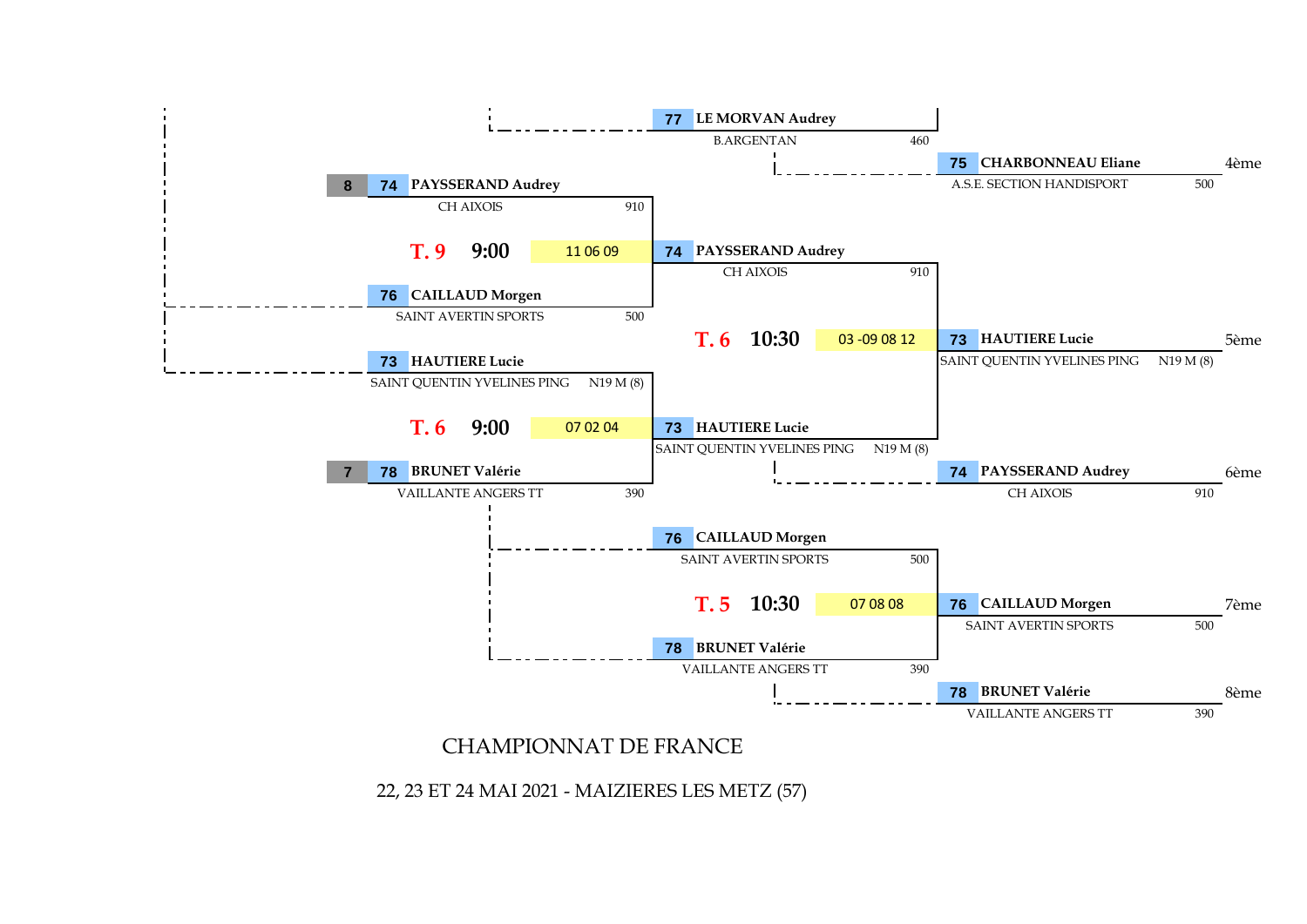77 LE MORVAN Audrey
B.ARGENTAN 460

75 CHARBONNEAU Eliane — 4ème
A.S.E. SECTION HANDISPORT 500

8 | 74 PAYSSERAND Audrey
CH AIXOIS 910

T. 9 9:00 11 06 09

74 PAYSSERAND Audrey
CH AIXOIS 910

76 CAILLAUD Morgen
SAINT AVERTIN SPORTS 500

T. 6 10:30 03 -09 08 12

73 HAUTIERE Lucie — 5ème
SAINT QUENTIN YVELINES PING N19 M (8)

73 HAUTIERE Lucie
SAINT QUENTIN YVELINES PING N19 M (8)

T. 6 9:00 07 02 04

73 HAUTIERE Lucie
SAINT QUENTIN YVELINES PING N19 M (8)

7 | 78 BRUNET Valérie
VAILLANTE ANGERS TT 390

74 PAYSSERAND Audrey — 6ème
CH AIXOIS 910

76 CAILLAUD Morgen
SAINT AVERTIN SPORTS 500

T. 5 10:30 07 08 08

76 CAILLAUD Morgen — 7ème
SAINT AVERTIN SPORTS 500

78 BRUNET Valérie
VAILLANTE ANGERS TT 390

78 BRUNET Valérie — 8ème
VAILLANTE ANGERS TT 390

CHAMPIONNAT DE FRANCE

22, 23 ET 24 MAI 2021 - MAIZIERES LES METZ (57)